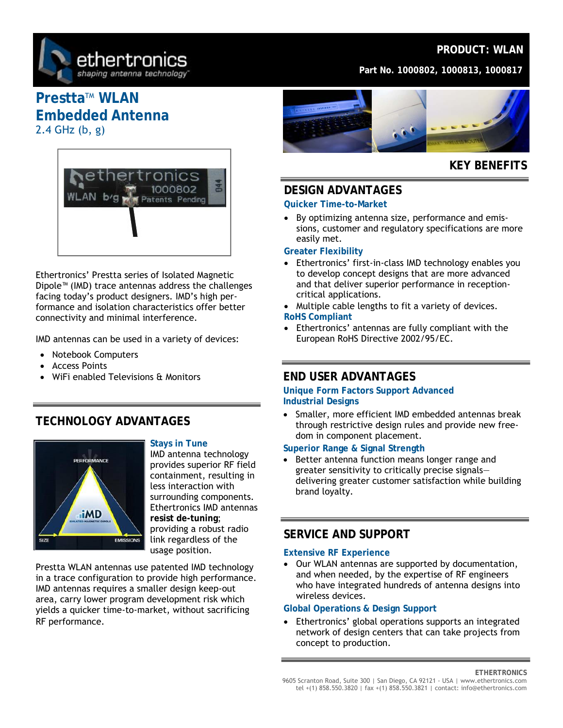**PRODUCT: WLAN**

**Part No. 1000802, 1000813, 1000817**

# Prestta™ WLAN Embedded Antenna

2.4 GHz (b, g)

Ethertronics' Prestta series of Isolated Magnetic Dipole™ (IMD) trace antennas address the challenges facing today's product designers. IMD's high performance and isolation characteristics offer better connectivity and minimal interference.

IMD antennas can be used in a variety of devices:

- Notebook Computers
- Access Points
- WiFi enabled Televisions & Monitors

## TECHNOLOGY ADVANTAGES

### Stays in Tune

IMD antenna technology provides superior RF field containment, resulting in less interaction with surrounding components. Ethertronics IMD antennas **resist de-tuning**; providing a robust radio link regardless of the usage position.

Prestta WLAN antennas use patented IMD technology in a trace configuration to provide high performance. IMD antennas requires a smaller design keep-out area, carry lower program development risk which yields a quicker time-to-market, without sacrificing RF performance.

# KEY BENEFITS

## DESIGN ADVANTAGES

### Quicker Time-to-Market

- By optimizing antenna size, performance and emissions, customer and regulatory specifications are more easily met.

### Greater Flexibility

- Ethertronics' first-in-class IMD technology enables you to develop concept designs that are more advanced and that deliver superior performance in reception-critical applications.
- Multiple cable lengths to fit a variety of devices.

### RoHS Compliant

- Ethertronics' antennas are fully compliant with the European RoHS Directive 2002/95/EC.

## END USER ADVANTAGES

### Unique Form Factors Support Advanced Industrial Designs

- Smaller, more efficient IMD embedded antennas break through restrictive design rules and provide new freedom in component placement.

### Superior Range & Signal Strength

- Better antenna function means longer range and greater sensitivity to critically precise signals—delivering greater customer satisfaction while building brand loyalty.

## SERVICE AND SUPPORT

### Extensive RF Experience

- Our WLAN antennas are supported by documentation, and when needed, by the expertise of RF engineers who have integrated hundreds of antenna designs into wireless devices.

### Global Operations & Design Support

- Ethertronics' global operations supports an integrated network of design centers that can take projects from concept to production.

**ETHERTRONICS**
9605 Scranton Road, Suite 300 | San Diego, CA 92121 - USA | www.ethertronics.com
tel +(1) 858.550.3820 | fax +(1) 858.550.3821 | contact: info@ethertronics.com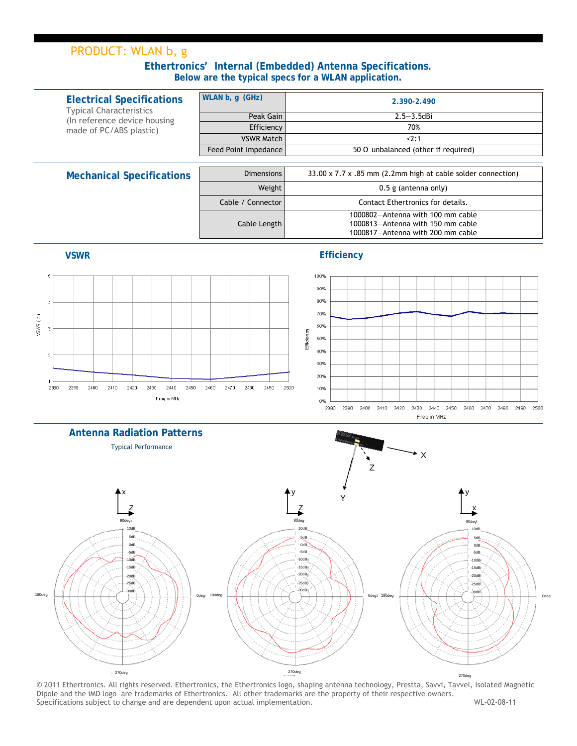PRODUCT: WLAN b, g

## Ethertronics' Internal (Embedded) Antenna Specifications.

**Below are the typical specs for a WLAN application.**

### Electrical Specifications

Typical Characteristics
(In reference device housing made of PC/ABS plastic)

| WLAN b, g (GHz) | 2.390-2.490 |
|---|---|
| Peak Gain | 2.5—3.5dBi |
| Efficiency | 70% |
| VSWR Match | <2:1 |
| Feed Point Impedance | 50 Ω unbalanced (other if required) |

### Mechanical Specifications

| | |
|---|---|
| Dimensions | 33.00 x 7.7 x .85 mm (2.2mm high at cable solder connection) |
| Weight | 0.5 g (antenna only) |
| Cable / Connector | Contact Ethertronics for details. |
| Cable Length | 1000802—Antenna with 100 mm cable<br>1000813—Antenna with 150 mm cable<br>1000817—Antenna with 200 mm cable |

### VSWR

VSWR ( :1)
5
4
3
2
1
2380 2390 2400 2410 2420 2430 2440 2450 2460 2470 2480 2490 2500
Freq in MHz

### Efficiency

Efficiency
100%
90%
80%
70%
60%
50%
40%
30%
20%
10%
0%
2380 2390 2400 2410 2420 2430 2440 2450 2460 2470 2480 2490 2500
Freq in MHz

### Antenna Radiation Patterns

Typical Performance

X
Z
Y

x Z
90deg
10dB 5dB 0dB -5dB -10dB -15dB -20dB -25dB -30dB
180deg 0deg
270deg

y Z
90deg
10dB 5dB 0dB -5dB -10dB -15dB -20dB -25dB -30dB
180deg 0deg
270deg

y x
90deg
10dB 5dB 0dB -5dB -10dB -15dB -20dB -25dB -30dB
180deg 0deg
270deg

© 2011 Ethertronics. All rights reserved. Ethertronics, the Ethertronics logo, shaping antenna technology, Prestta, Savvi, Tavvel, Isolated Magnetic Dipole and the iMD logo are trademarks of Ethertronics. All other trademarks are the property of their respective owners.
Specifications subject to change and are dependent upon actual implementation.

WL-02-08-11